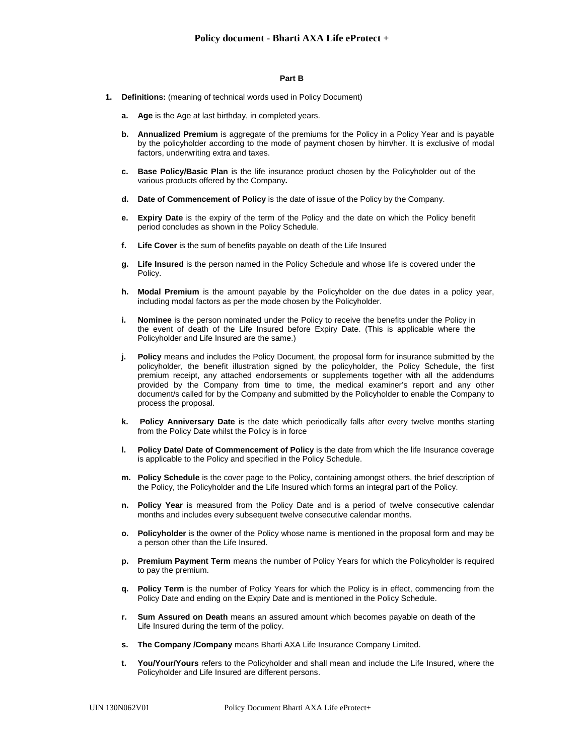# Policy document - Bharti AXA Life eProtect +

## Part B

1. **Definitions:** (meaning of technical words used in Policy Document)

   a. **Age** is the Age at last birthday, in completed years.

   b. **Annualized Premium** is aggregate of the premiums for the Policy in a Policy Year and is payable by the policyholder according to the mode of payment chosen by him/her. It is exclusive of modal factors, underwriting extra and taxes.

   c. **Base Policy/Basic Plan** is the life insurance product chosen by the Policyholder out of the various products offered by the Company**.**

   d. **Date of Commencement of Policy** is the date of issue of the Policy by the Company.

   e. **Expiry Date** is the expiry of the term of the Policy and the date on which the Policy benefit period concludes as shown in the Policy Schedule.

   f. **Life Cover** is the sum of benefits payable on death of the Life Insured

   g. **Life Insured** is the person named in the Policy Schedule and whose life is covered under the Policy.

   h. **Modal Premium** is the amount payable by the Policyholder on the due dates in a policy year, including modal factors as per the mode chosen by the Policyholder.

   i. **Nominee** is the person nominated under the Policy to receive the benefits under the Policy in the event of death of the Life Insured before Expiry Date. (This is applicable where the Policyholder and Life Insured are the same.)

   j. **Policy** means and includes the Policy Document, the proposal form for insurance submitted by the policyholder, the benefit illustration signed by the policyholder, the Policy Schedule, the first premium receipt, any attached endorsements or supplements together with all the addendums provided by the Company from time to time, the medical examiner's report and any other document/s called for by the Company and submitted by the Policyholder to enable the Company to process the proposal.

   k. **Policy Anniversary Date** is the date which periodically falls after every twelve months starting from the Policy Date whilst the Policy is in force

   l. **Policy Date/ Date of Commencement of Policy** is the date from which the life Insurance coverage is applicable to the Policy and specified in the Policy Schedule.

   m. **Policy Schedule** is the cover page to the Policy, containing amongst others, the brief description of the Policy, the Policyholder and the Life Insured which forms an integral part of the Policy.

   n. **Policy Year** is measured from the Policy Date and is a period of twelve consecutive calendar months and includes every subsequent twelve consecutive calendar months.

   o. **Policyholder** is the owner of the Policy whose name is mentioned in the proposal form and may be a person other than the Life Insured.

   p. **Premium Payment Term** means the number of Policy Years for which the Policyholder is required to pay the premium.

   q. **Policy Term** is the number of Policy Years for which the Policy is in effect, commencing from the Policy Date and ending on the Expiry Date and is mentioned in the Policy Schedule.

   r. **Sum Assured on Death** means an assured amount which becomes payable on death of the Life Insured during the term of the policy.

   s. **The Company /Company** means Bharti AXA Life Insurance Company Limited.

   t. **You/Your/Yours** refers to the Policyholder and shall mean and include the Life Insured, where the Policyholder and Life Insured are different persons.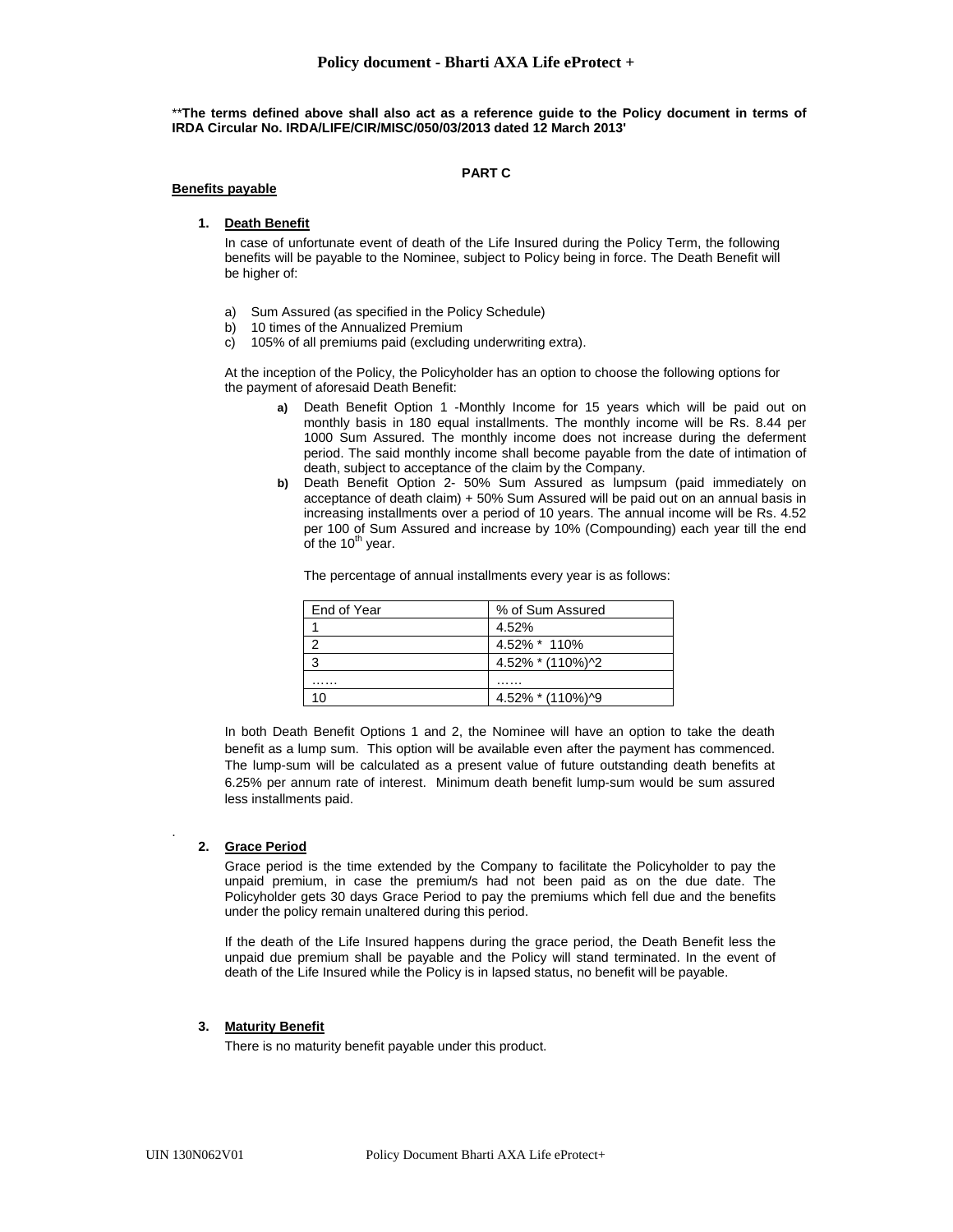**The terms defined above shall also act as a reference guide to the Policy document in terms of IRDA Circular No. IRDA/LIFE/CIR/MISC/050/03/2013 dated 12 March 2013'

**PART C**

**Benefits payable**

1. **Death Benefit**

   In case of unfortunate event of death of the Life Insured during the Policy Term, the following benefits will be payable to the Nominee, subject to Policy being in force. The Death Benefit will be higher of:

   a) Sum Assured (as specified in the Policy Schedule)
   b) 10 times of the Annualized Premium
   c) 105% of all premiums paid (excluding underwriting extra).

   At the inception of the Policy, the Policyholder has an option to choose the following options for the payment of aforesaid Death Benefit:

   - **a)** Death Benefit Option 1 -Monthly Income for 15 years which will be paid out on monthly basis in 180 equal installments. The monthly income will be Rs. 8.44 per 1000 Sum Assured. The monthly income does not increase during the deferment period. The said monthly income shall become payable from the date of intimation of death, subject to acceptance of the claim by the Company.
   - **b)** Death Benefit Option 2- 50% Sum Assured as lumpsum (paid immediately on acceptance of death claim) + 50% Sum Assured will be paid out on an annual basis in increasing installments over a period of 10 years. The annual income will be Rs. 4.52 per 100 of Sum Assured and increase by 10% (Compounding) each year till the end of the 10th year.

     The percentage of annual installments every year is as follows:

     | End of Year | % of Sum Assured |
     |---|---|
     | 1 | 4.52% |
     | 2 | 4.52% * 110% |
     | 3 | 4.52% * (110%)^2 |
     | …… | …… |
     | 10 | 4.52% * (110%)^9 |

   In both Death Benefit Options 1 and 2, the Nominee will have an option to take the death benefit as a lump sum. This option will be available even after the payment has commenced. The lump-sum will be calculated as a present value of future outstanding death benefits at 6.25% per annum rate of interest. Minimum death benefit lump-sum would be sum assured less installments paid.

2. **Grace Period**

   Grace period is the time extended by the Company to facilitate the Policyholder to pay the unpaid premium, in case the premium/s had not been paid as on the due date. The Policyholder gets 30 days Grace Period to pay the premiums which fell due and the benefits under the policy remain unaltered during this period.

   If the death of the Life Insured happens during the grace period, the Death Benefit less the unpaid due premium shall be payable and the Policy will stand terminated. In the event of death of the Life Insured while the Policy is in lapsed status, no benefit will be payable.

3. **Maturity Benefit**

   There is no maturity benefit payable under this product.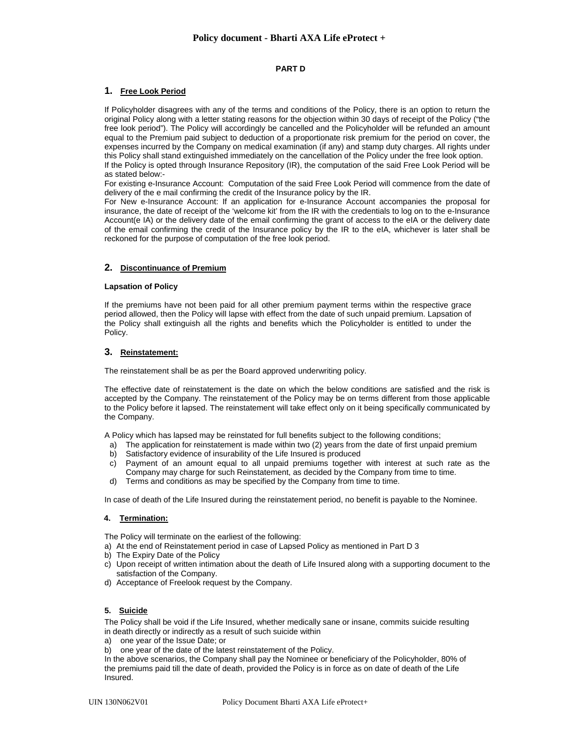# Policy document - Bharti AXA Life eProtect +

## PART D

### 1. Free Look Period

If Policyholder disagrees with any of the terms and conditions of the Policy, there is an option to return the original Policy along with a letter stating reasons for the objection within 30 days of receipt of the Policy ("the free look period"). The Policy will accordingly be cancelled and the Policyholder will be refunded an amount equal to the Premium paid subject to deduction of a proportionate risk premium for the period on cover, the expenses incurred by the Company on medical examination (if any) and stamp duty charges. All rights under this Policy shall stand extinguished immediately on the cancellation of the Policy under the free look option.
If the Policy is opted through Insurance Repository (IR), the computation of the said Free Look Period will be as stated below:-
For existing e-Insurance Account: Computation of the said Free Look Period will commence from the date of delivery of the e mail confirming the credit of the Insurance policy by the IR.
For New e-Insurance Account: If an application for e-Insurance Account accompanies the proposal for insurance, the date of receipt of the 'welcome kit' from the IR with the credentials to log on to the e-Insurance Account(e IA) or the delivery date of the email confirming the grant of access to the eIA or the delivery date of the email confirming the credit of the Insurance policy by the IR to the eIA, whichever is later shall be reckoned for the purpose of computation of the free look period.

### 2. Discontinuance of Premium

**Lapsation of Policy**

If the premiums have not been paid for all other premium payment terms within the respective grace period allowed, then the Policy will lapse with effect from the date of such unpaid premium. Lapsation of the Policy shall extinguish all the rights and benefits which the Policyholder is entitled to under the Policy.

### 3. Reinstatement:

The reinstatement shall be as per the Board approved underwriting policy.

The effective date of reinstatement is the date on which the below conditions are satisfied and the risk is accepted by the Company. The reinstatement of the Policy may be on terms different from those applicable to the Policy before it lapsed. The reinstatement will take effect only on it being specifically communicated by the Company.

A Policy which has lapsed may be reinstated for full benefits subject to the following conditions;

a) The application for reinstatement is made within two (2) years from the date of first unpaid premium
b) Satisfactory evidence of insurability of the Life Insured is produced
c) Payment of an amount equal to all unpaid premiums together with interest at such rate as the Company may charge for such Reinstatement, as decided by the Company from time to time.
d) Terms and conditions as may be specified by the Company from time to time.

In case of death of the Life Insured during the reinstatement period, no benefit is payable to the Nominee.

### 4. Termination:

The Policy will terminate on the earliest of the following:

a) At the end of Reinstatement period in case of Lapsed Policy as mentioned in Part D 3
b) The Expiry Date of the Policy
c) Upon receipt of written intimation about the death of Life Insured along with a supporting document to the satisfaction of the Company.
d) Acceptance of Freelook request by the Company.

### 5. Suicide

The Policy shall be void if the Life Insured, whether medically sane or insane, commits suicide resulting in death directly or indirectly as a result of such suicide within

a) one year of the Issue Date; or
b) one year of the date of the latest reinstatement of the Policy.

In the above scenarios, the Company shall pay the Nominee or beneficiary of the Policyholder, 80% of the premiums paid till the date of death, provided the Policy is in force as on date of death of the Life Insured.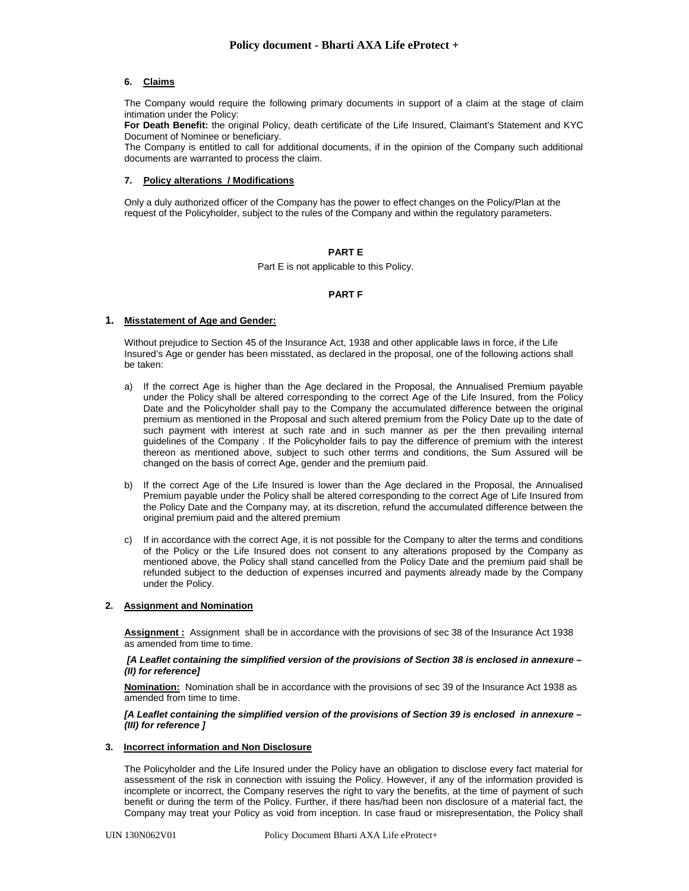### 6. Claims

The Company would require the following primary documents in support of a claim at the stage of claim intimation under the Policy:

**For Death Benefit:** the original Policy, death certificate of the Life Insured, Claimant's Statement and KYC Document of Nominee or beneficiary.

The Company is entitled to call for additional documents, if in the opinion of the Company such additional documents are warranted to process the claim.

### 7. Policy alterations / Modifications

Only a duly authorized officer of the Company has the power to effect changes on the Policy/Plan at the request of the Policyholder, subject to the rules of the Company and within the regulatory parameters.

## PART E

Part E is not applicable to this Policy.

## PART F

### 1. Misstatement of Age and Gender:

Without prejudice to Section 45 of the Insurance Act, 1938 and other applicable laws in force, if the Life Insured's Age or gender has been misstated, as declared in the proposal, one of the following actions shall be taken:

a) If the correct Age is higher than the Age declared in the Proposal, the Annualised Premium payable under the Policy shall be altered corresponding to the correct Age of the Life Insured, from the Policy Date and the Policyholder shall pay to the Company the accumulated difference between the original premium as mentioned in the Proposal and such altered premium from the Policy Date up to the date of such payment with interest at such rate and in such manner as per the then prevailing internal guidelines of the Company . If the Policyholder fails to pay the difference of premium with the interest thereon as mentioned above, subject to such other terms and conditions, the Sum Assured will be changed on the basis of correct Age, gender and the premium paid.

b) If the correct Age of the Life Insured is lower than the Age declared in the Proposal, the Annualised Premium payable under the Policy shall be altered corresponding to the correct Age of Life Insured from the Policy Date and the Company may, at its discretion, refund the accumulated difference between the original premium paid and the altered premium

c) If in accordance with the correct Age, it is not possible for the Company to alter the terms and conditions of the Policy or the Life Insured does not consent to any alterations proposed by the Company as mentioned above, the Policy shall stand cancelled from the Policy Date and the premium paid shall be refunded subject to the deduction of expenses incurred and payments already made by the Company under the Policy.

### 2. Assignment and Nomination

**Assignment :** Assignment shall be in accordance with the provisions of sec 38 of the Insurance Act 1938 as amended from time to time.

***[A Leaflet containing the simplified version of the provisions of Section 38 is enclosed in annexure – (II) for reference]***

**Nomination:** Nomination shall be in accordance with the provisions of sec 39 of the Insurance Act 1938 as amended from time to time.

***[A Leaflet containing the simplified version of the provisions of Section 39 is enclosed in annexure – (III) for reference ]***

### 3. Incorrect information and Non Disclosure

The Policyholder and the Life Insured under the Policy have an obligation to disclose every fact material for assessment of the risk in connection with issuing the Policy. However, if any of the information provided is incomplete or incorrect, the Company reserves the right to vary the benefits, at the time of payment of such benefit or during the term of the Policy. Further, if there has/had been non disclosure of a material fact, the Company may treat your Policy as void from inception. In case fraud or misrepresentation, the Policy shall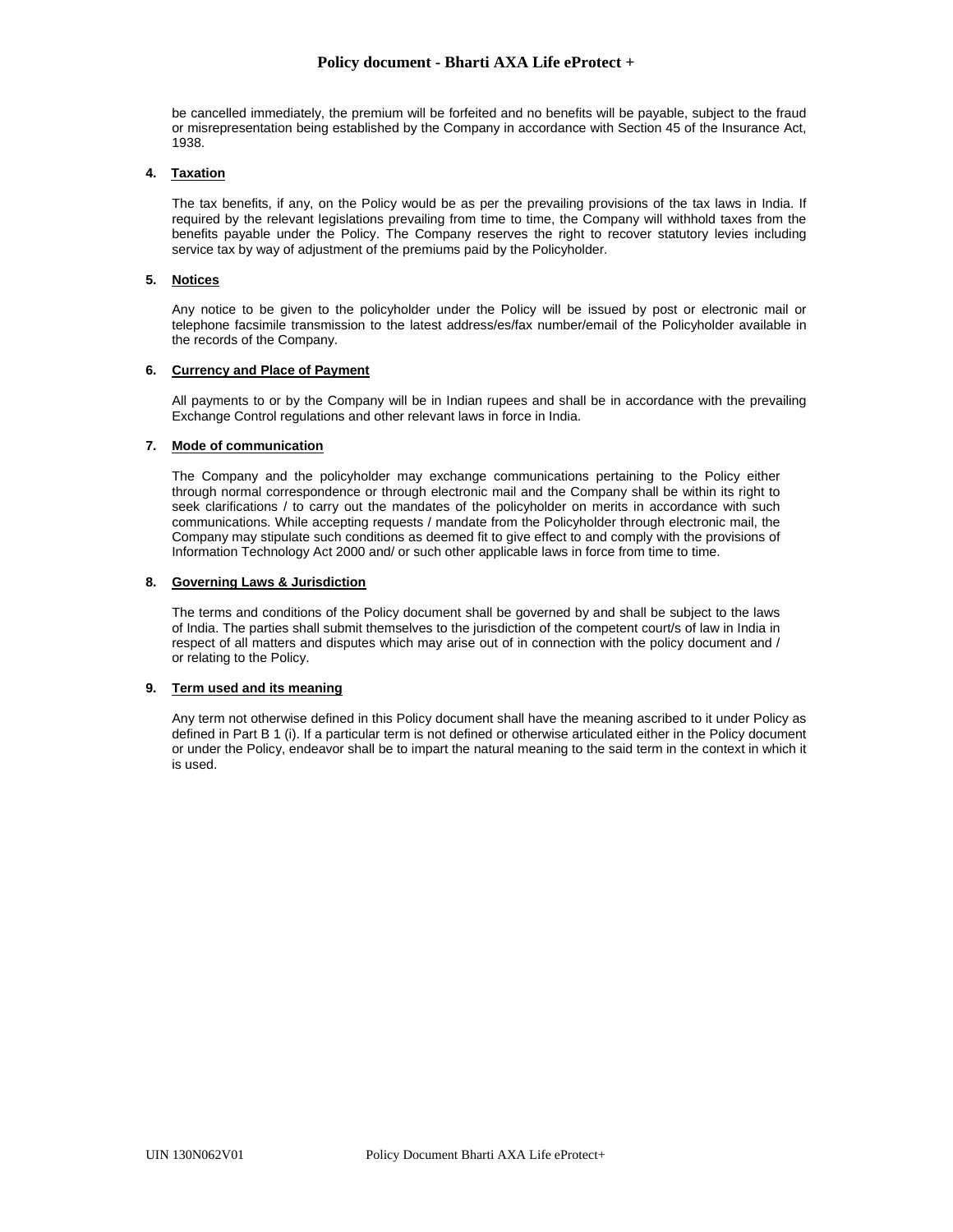be cancelled immediately, the premium will be forfeited and no benefits will be payable, subject to the fraud or misrepresentation being established by the Company in accordance with Section 45 of the Insurance Act, 1938.

**4. Taxation**

The tax benefits, if any, on the Policy would be as per the prevailing provisions of the tax laws in India. If required by the relevant legislations prevailing from time to time, the Company will withhold taxes from the benefits payable under the Policy. The Company reserves the right to recover statutory levies including service tax by way of adjustment of the premiums paid by the Policyholder.

**5. Notices**

Any notice to be given to the policyholder under the Policy will be issued by post or electronic mail or telephone facsimile transmission to the latest address/es/fax number/email of the Policyholder available in the records of the Company.

**6. Currency and Place of Payment**

All payments to or by the Company will be in Indian rupees and shall be in accordance with the prevailing Exchange Control regulations and other relevant laws in force in India.

**7. Mode of communication**

The Company and the policyholder may exchange communications pertaining to the Policy either through normal correspondence or through electronic mail and the Company shall be within its right to seek clarifications / to carry out the mandates of the policyholder on merits in accordance with such communications. While accepting requests / mandate from the Policyholder through electronic mail, the Company may stipulate such conditions as deemed fit to give effect to and comply with the provisions of Information Technology Act 2000 and/ or such other applicable laws in force from time to time.

**8. Governing Laws & Jurisdiction**

The terms and conditions of the Policy document shall be governed by and shall be subject to the laws of India. The parties shall submit themselves to the jurisdiction of the competent court/s of law in India in respect of all matters and disputes which may arise out of in connection with the policy document and / or relating to the Policy.

**9. Term used and its meaning**

Any term not otherwise defined in this Policy document shall have the meaning ascribed to it under Policy as defined in Part B 1 (i). If a particular term is not defined or otherwise articulated either in the Policy document or under the Policy, endeavor shall be to impart the natural meaning to the said term in the context in which it is used.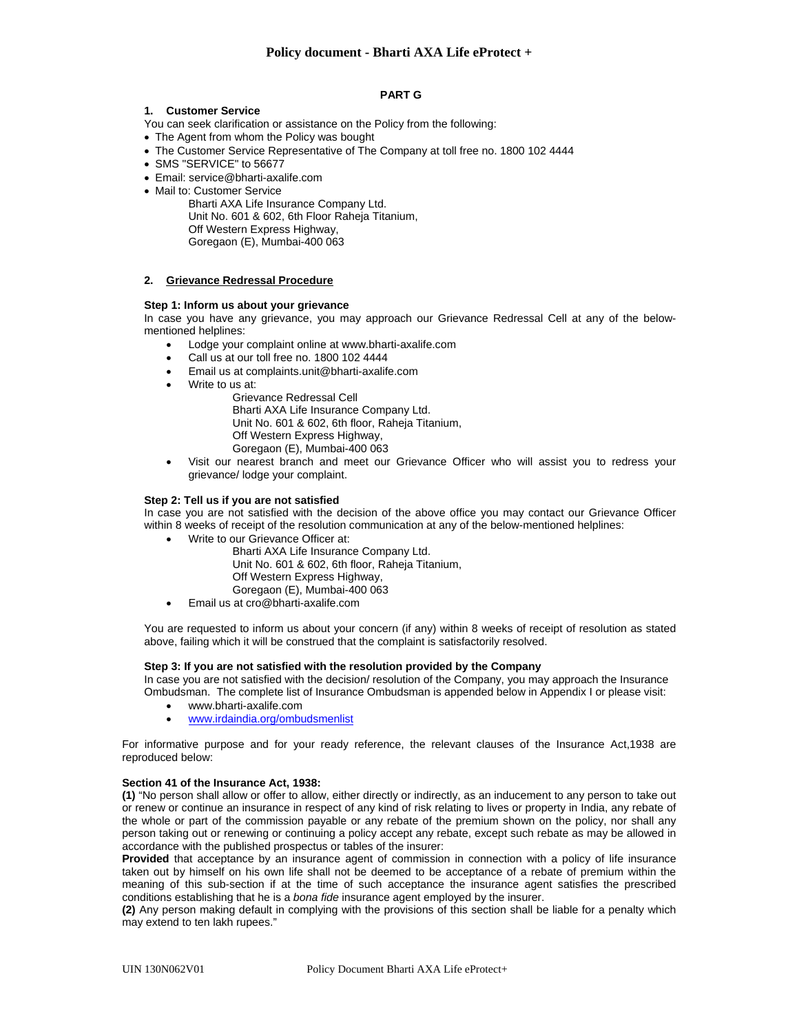## PART G

### 1. Customer Service

You can seek clarification or assistance on the Policy from the following:

- The Agent from whom the Policy was bought
- The Customer Service Representative of The Company at toll free no. 1800 102 4444
- SMS "SERVICE" to 56677
- Email: service@bharti-axalife.com
- Mail to: Customer Service
  Bharti AXA Life Insurance Company Ltd.
  Unit No. 601 & 602, 6th Floor Raheja Titanium,
  Off Western Express Highway,
  Goregaon (E), Mumbai-400 063

### 2. Grievance Redressal Procedure

**Step 1: Inform us about your grievance**

In case you have any grievance, you may approach our Grievance Redressal Cell at any of the below-mentioned helplines:

- Lodge your complaint online at www.bharti-axalife.com
- Call us at our toll free no. 1800 102 4444
- Email us at complaints.unit@bharti-axalife.com
- Write to us at:
  Grievance Redressal Cell
  Bharti AXA Life Insurance Company Ltd.
  Unit No. 601 & 602, 6th floor, Raheja Titanium,
  Off Western Express Highway,
  Goregaon (E), Mumbai-400 063
- Visit our nearest branch and meet our Grievance Officer who will assist you to redress your grievance/ lodge your complaint.

**Step 2: Tell us if you are not satisfied**

In case you are not satisfied with the decision of the above office you may contact our Grievance Officer within 8 weeks of receipt of the resolution communication at any of the below-mentioned helplines:

- Write to our Grievance Officer at:
  Bharti AXA Life Insurance Company Ltd.
  Unit No. 601 & 602, 6th floor, Raheja Titanium,
  Off Western Express Highway,
  Goregaon (E), Mumbai-400 063
- Email us at cro@bharti-axalife.com

You are requested to inform us about your concern (if any) within 8 weeks of receipt of resolution as stated above, failing which it will be construed that the complaint is satisfactorily resolved.

**Step 3: If you are not satisfied with the resolution provided by the Company**

In case you are not satisfied with the decision/ resolution of the Company, you may approach the Insurance Ombudsman. The complete list of Insurance Ombudsman is appended below in Appendix I or please visit:

- www.bharti-axalife.com
- www.irdaindia.org/ombudsmenlist

For informative purpose and for your ready reference, the relevant clauses of the Insurance Act,1938 are reproduced below:

**Section 41 of the Insurance Act, 1938:**

**(1)** "No person shall allow or offer to allow, either directly or indirectly, as an inducement to any person to take out or renew or continue an insurance in respect of any kind of risk relating to lives or property in India, any rebate of the whole or part of the commission payable or any rebate of the premium shown on the policy, nor shall any person taking out or renewing or continuing a policy accept any rebate, except such rebate as may be allowed in accordance with the published prospectus or tables of the insurer:

**Provided** that acceptance by an insurance agent of commission in connection with a policy of life insurance taken out by himself on his own life shall not be deemed to be acceptance of a rebate of premium within the meaning of this sub-section if at the time of such acceptance the insurance agent satisfies the prescribed conditions establishing that he is a *bona fide* insurance agent employed by the insurer.

**(2)** Any person making default in complying with the provisions of this section shall be liable for a penalty which may extend to ten lakh rupees."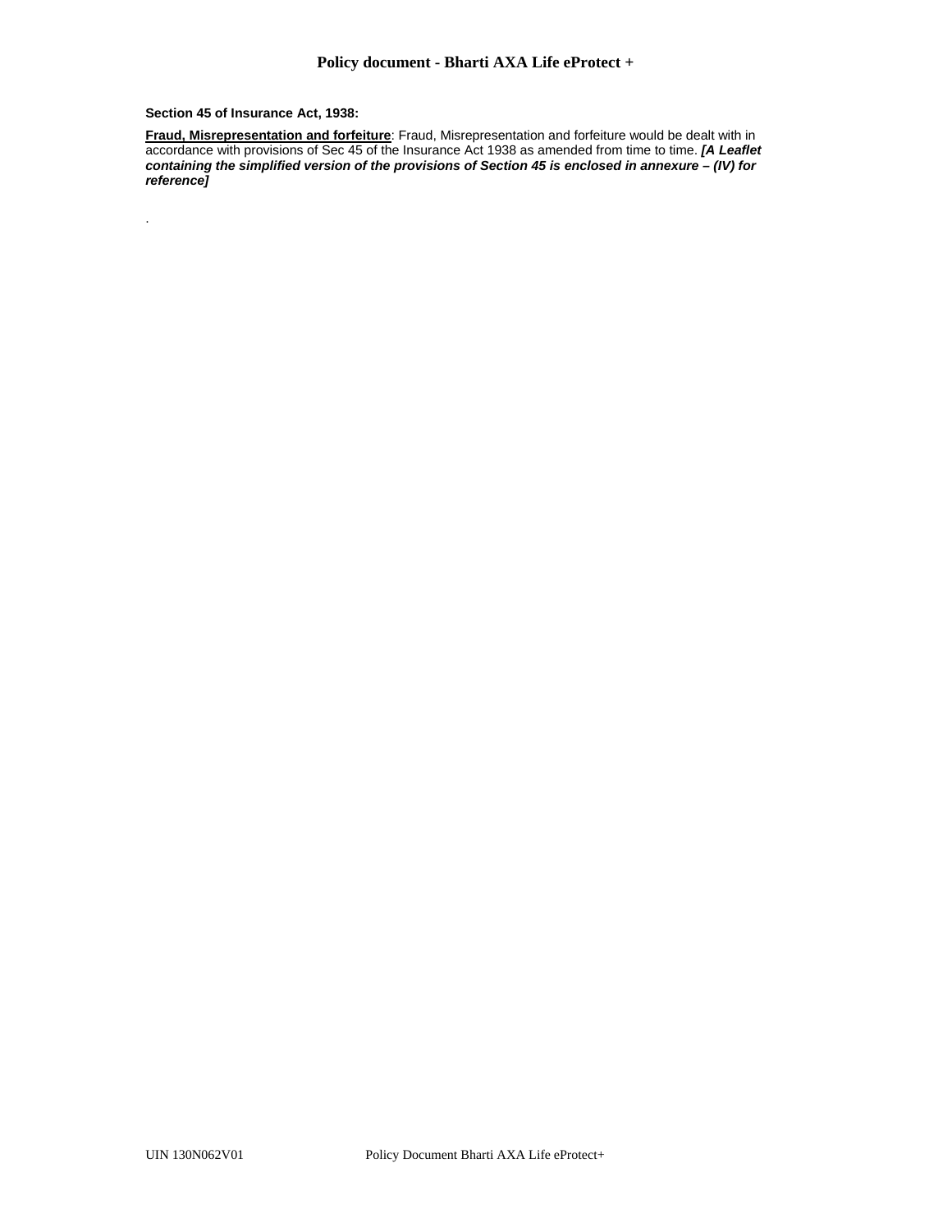**Section 45 of Insurance Act, 1938:**

**Fraud, Misrepresentation and forfeiture**: Fraud, Misrepresentation and forfeiture would be dealt with in accordance with provisions of Sec 45 of the Insurance Act 1938 as amended from time to time. ***[A Leaflet containing the simplified version of the provisions of Section 45 is enclosed in annexure – (IV) for reference]***

.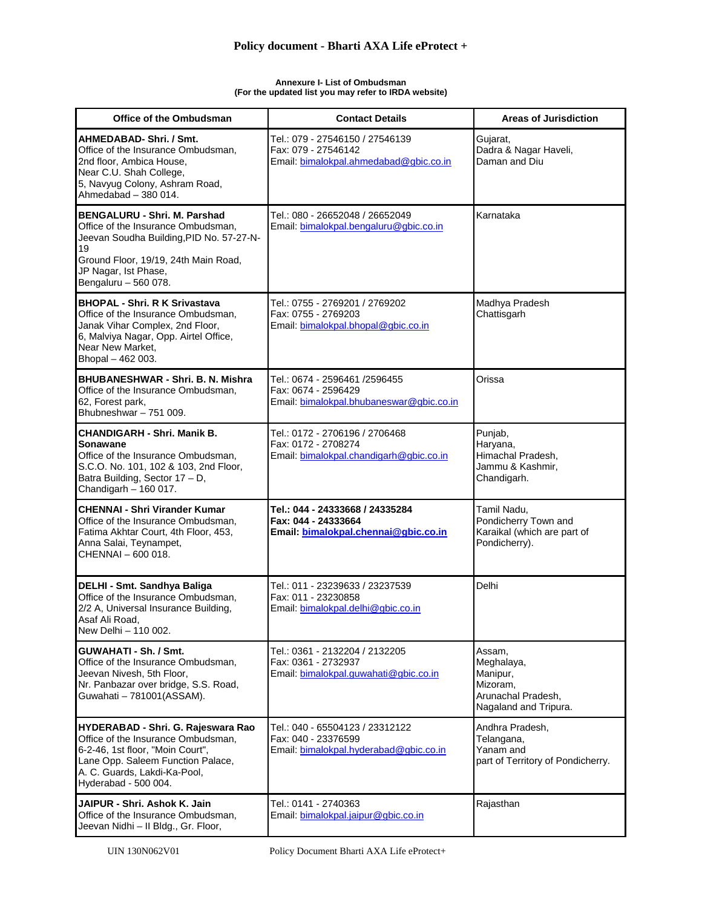**Annexure I- List of Ombudsman**
**(For the updated list you may refer to IRDA website)**

| Office of the Ombudsman | Contact Details | Areas of Jurisdiction |
| --- | --- | --- |
| **AHMEDABAD- Shri. / Smt.** Office of the Insurance Ombudsman, 2nd floor, Ambica House, Near C.U. Shah College, 5, Navyug Colony, Ashram Road, Ahmedabad – 380 014. | Tel.: 079 - 27546150 / 27546139 Fax: 079 - 27546142 Email: bimalokpal.ahmedabad@gbic.co.in | Gujarat, Dadra & Nagar Haveli, Daman and Diu |
| **BENGALURU - Shri. M. Parshad** Office of the Insurance Ombudsman, Jeevan Soudha Building,PID No. 57-27-N-19 Ground Floor, 19/19, 24th Main Road, JP Nagar, Ist Phase, Bengaluru – 560 078. | Tel.: 080 - 26652048 / 26652049 Email: bimalokpal.bengaluru@gbic.co.in | Karnataka |
| **BHOPAL - Shri. R K Srivastava** Office of the Insurance Ombudsman, Janak Vihar Complex, 2nd Floor, 6, Malviya Nagar, Opp. Airtel Office, Near New Market, Bhopal – 462 003. | Tel.: 0755 - 2769201 / 2769202 Fax: 0755 - 2769203 Email: bimalokpal.bhopal@gbic.co.in | Madhya Pradesh Chattisgarh |
| **BHUBANESHWAR - Shri. B. N. Mishra** Office of the Insurance Ombudsman, 62, Forest park, Bhubneshwar – 751 009. | Tel.: 0674 - 2596461 /2596455 Fax: 0674 - 2596429 Email: bimalokpal.bhubaneswar@gbic.co.in | Orissa |
| **CHANDIGARH - Shri. Manik B. Sonawane** Office of the Insurance Ombudsman, S.C.O. No. 101, 102 & 103, 2nd Floor, Batra Building, Sector 17 – D, Chandigarh – 160 017. | Tel.: 0172 - 2706196 / 2706468 Fax: 0172 - 2708274 Email: bimalokpal.chandigarh@gbic.co.in | Punjab, Haryana, Himachal Pradesh, Jammu & Kashmir, Chandigarh. |
| **CHENNAI - Shri Virander Kumar** Office of the Insurance Ombudsman, Fatima Akhtar Court, 4th Floor, 453, Anna Salai, Teynampet, CHENNAI – 600 018. | **Tel.: 044 - 24333668 / 24335284 Fax: 044 - 24333664 Email: bimalokpal.chennai@gbic.co.in** | Tamil Nadu, Pondicherry Town and Karaikal (which are part of Pondicherry). |
| **DELHI - Smt. Sandhya Baliga** Office of the Insurance Ombudsman, 2/2 A, Universal Insurance Building, Asaf Ali Road, New Delhi – 110 002. | Tel.: 011 - 23239633 / 23237539 Fax: 011 - 23230858 Email: bimalokpal.delhi@gbic.co.in | Delhi |
| **GUWAHATI - Sh. / Smt.** Office of the Insurance Ombudsman, Jeevan Nivesh, 5th Floor, Nr. Panbazar over bridge, S.S. Road, Guwahati – 781001(ASSAM). | Tel.: 0361 - 2132204 / 2132205 Fax: 0361 - 2732937 Email: bimalokpal.guwahati@gbic.co.in | Assam, Meghalaya, Manipur, Mizoram, Arunachal Pradesh, Nagaland and Tripura. |
| **HYDERABAD - Shri. G. Rajeswara Rao** Office of the Insurance Ombudsman, 6-2-46, 1st floor, "Moin Court", Lane Opp. Saleem Function Palace, A. C. Guards, Lakdi-Ka-Pool, Hyderabad - 500 004. | Tel.: 040 - 65504123 / 23312122 Fax: 040 - 23376599 Email: bimalokpal.hyderabad@gbic.co.in | Andhra Pradesh, Telangana, Yanam and part of Territory of Pondicherry. |
| **JAIPUR - Shri. Ashok K. Jain** Office of the Insurance Ombudsman, Jeevan Nidhi – II Bldg., Gr. Floor, | Tel.: 0141 - 2740363 Email: bimalokpal.jaipur@gbic.co.in | Rajasthan |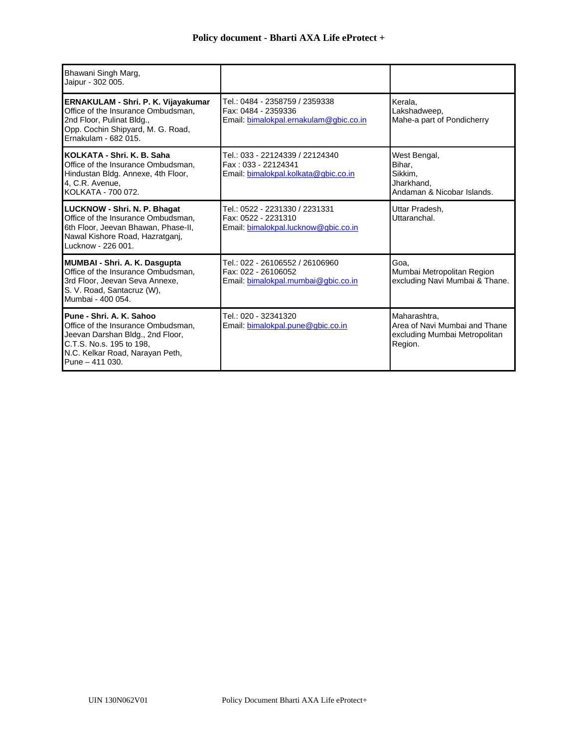| | | |
|---|---|---|
| Bhawani Singh Marg,<br>Jaipur - 302 005. | | |
| **ERNAKULAM - Shri. P. K. Vijayakumar**<br>Office of the Insurance Ombudsman,<br>2nd Floor, Pulinat Bldg.,<br>Opp. Cochin Shipyard, M. G. Road,<br>Ernakulam - 682 015. | Tel.: 0484 - 2358759 / 2359338<br>Fax: 0484 - 2359336<br>Email: bimalokpal.ernakulam@gbic.co.in | Kerala,<br>Lakshadweep,<br>Mahe-a part of Pondicherry |
| **KOLKATA - Shri. K. B. Saha**<br>Office of the Insurance Ombudsman,<br>Hindustan Bldg. Annexe, 4th Floor,<br>4, C.R. Avenue,<br>KOLKATA - 700 072. | Tel.: 033 - 22124339 / 22124340<br>Fax : 033 - 22124341<br>Email: bimalokpal.kolkata@gbic.co.in | West Bengal,<br>Bihar,<br>Sikkim,<br>Jharkhand,<br>Andaman & Nicobar Islands. |
| **LUCKNOW - Shri. N. P. Bhagat**<br>Office of the Insurance Ombudsman,<br>6th Floor, Jeevan Bhawan, Phase-II,<br>Nawal Kishore Road, Hazratganj,<br>Lucknow - 226 001. | Tel.: 0522 - 2231330 / 2231331<br>Fax: 0522 - 2231310<br>Email: bimalokpal.lucknow@gbic.co.in | Uttar Pradesh,<br>Uttaranchal. |
| **MUMBAI - Shri. A. K. Dasgupta**<br>Office of the Insurance Ombudsman,<br>3rd Floor, Jeevan Seva Annexe,<br>S. V. Road, Santacruz (W),<br>Mumbai - 400 054. | Tel.: 022 - 26106552 / 26106960<br>Fax: 022 - 26106052<br>Email: bimalokpal.mumbai@gbic.co.in | Goa,<br>Mumbai Metropolitan Region excluding Navi Mumbai & Thane. |
| **Pune - Shri. A. K. Sahoo**<br>Office of the Insurance Ombudsman,<br>Jeevan Darshan Bldg., 2nd Floor,<br>C.T.S. No.s. 195 to 198,<br>N.C. Kelkar Road, Narayan Peth,<br>Pune – 411 030. | Tel.: 020 - 32341320<br>Email: bimalokpal.pune@gbic.co.in | Maharashtra,<br>Area of Navi Mumbai and Thane excluding Mumbai Metropolitan Region. |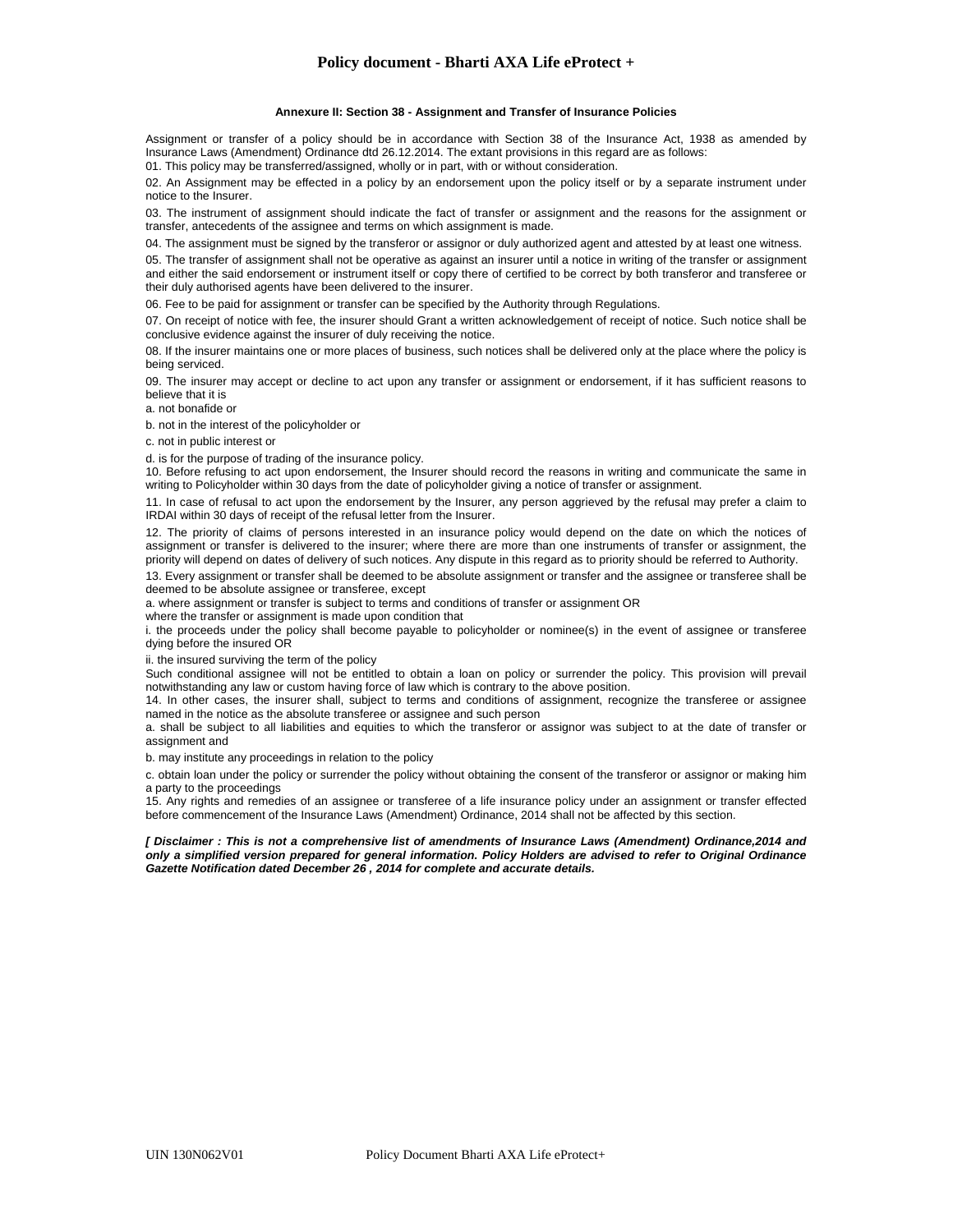## Annexure II: Section 38 - Assignment and Transfer of Insurance Policies

Assignment or transfer of a policy should be in accordance with Section 38 of the Insurance Act, 1938 as amended by Insurance Laws (Amendment) Ordinance dtd 26.12.2014. The extant provisions in this regard are as follows:

01. This policy may be transferred/assigned, wholly or in part, with or without consideration.

02. An Assignment may be effected in a policy by an endorsement upon the policy itself or by a separate instrument under notice to the Insurer.

03. The instrument of assignment should indicate the fact of transfer or assignment and the reasons for the assignment or transfer, antecedents of the assignee and terms on which assignment is made.

04. The assignment must be signed by the transferor or assignor or duly authorized agent and attested by at least one witness.

05. The transfer of assignment shall not be operative as against an insurer until a notice in writing of the transfer or assignment and either the said endorsement or instrument itself or copy there of certified to be correct by both transferor and transferee or their duly authorised agents have been delivered to the insurer.

06. Fee to be paid for assignment or transfer can be specified by the Authority through Regulations.

07. On receipt of notice with fee, the insurer should Grant a written acknowledgement of receipt of notice. Such notice shall be conclusive evidence against the insurer of duly receiving the notice.

08. If the insurer maintains one or more places of business, such notices shall be delivered only at the place where the policy is being serviced.

09. The insurer may accept or decline to act upon any transfer or assignment or endorsement, if it has sufficient reasons to believe that it is

a. not bonafide or

b. not in the interest of the policyholder or

c. not in public interest or

d. is for the purpose of trading of the insurance policy.

10. Before refusing to act upon endorsement, the Insurer should record the reasons in writing and communicate the same in writing to Policyholder within 30 days from the date of policyholder giving a notice of transfer or assignment.

11. In case of refusal to act upon the endorsement by the Insurer, any person aggrieved by the refusal may prefer a claim to IRDAI within 30 days of receipt of the refusal letter from the Insurer.

12. The priority of claims of persons interested in an insurance policy would depend on the date on which the notices of assignment or transfer is delivered to the insurer; where there are more than one instruments of transfer or assignment, the priority will depend on dates of delivery of such notices. Any dispute in this regard as to priority should be referred to Authority.

13. Every assignment or transfer shall be deemed to be absolute assignment or transfer and the assignee or transferee shall be deemed to be absolute assignee or transferee, except

a. where assignment or transfer is subject to terms and conditions of transfer or assignment OR

where the transfer or assignment is made upon condition that

i. the proceeds under the policy shall become payable to policyholder or nominee(s) in the event of assignee or transferee dying before the insured OR

ii. the insured surviving the term of the policy

Such conditional assignee will not be entitled to obtain a loan on policy or surrender the policy. This provision will prevail notwithstanding any law or custom having force of law which is contrary to the above position.

14. In other cases, the insurer shall, subject to terms and conditions of assignment, recognize the transferee or assignee named in the notice as the absolute transferee or assignee and such person

a. shall be subject to all liabilities and equities to which the transferor or assignor was subject to at the date of transfer or assignment and

b. may institute any proceedings in relation to the policy

c. obtain loan under the policy or surrender the policy without obtaining the consent of the transferor or assignor or making him a party to the proceedings

15. Any rights and remedies of an assignee or transferee of a life insurance policy under an assignment or transfer effected before commencement of the Insurance Laws (Amendment) Ordinance, 2014 shall not be affected by this section.

***[ Disclaimer : This is not a comprehensive list of amendments of Insurance Laws (Amendment) Ordinance,2014 and only a simplified version prepared for general information. Policy Holders are advised to refer to Original Ordinance Gazette Notification dated December 26 , 2014 for complete and accurate details.***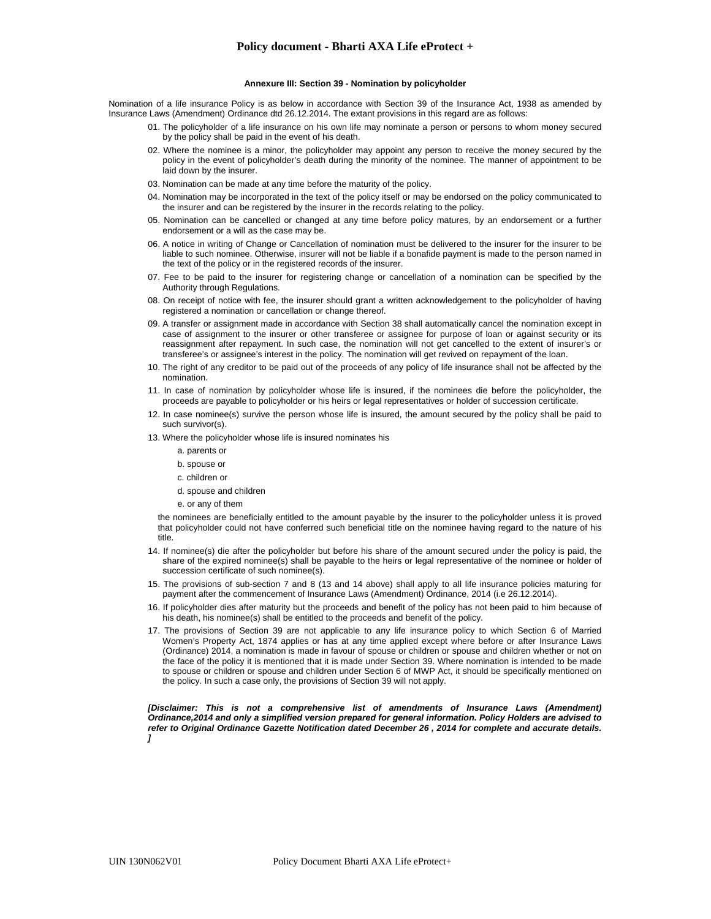## Annexure III: Section 39 - Nomination by policyholder

Nomination of a life insurance Policy is as below in accordance with Section 39 of the Insurance Act, 1938 as amended by Insurance Laws (Amendment) Ordinance dtd 26.12.2014. The extant provisions in this regard are as follows:

01. The policyholder of a life insurance on his own life may nominate a person or persons to whom money secured by the policy shall be paid in the event of his death.
02. Where the nominee is a minor, the policyholder may appoint any person to receive the money secured by the policy in the event of policyholder's death during the minority of the nominee. The manner of appointment to be laid down by the insurer.
03. Nomination can be made at any time before the maturity of the policy.
04. Nomination may be incorporated in the text of the policy itself or may be endorsed on the policy communicated to the insurer and can be registered by the insurer in the records relating to the policy.
05. Nomination can be cancelled or changed at any time before policy matures, by an endorsement or a further endorsement or a will as the case may be.
06. A notice in writing of Change or Cancellation of nomination must be delivered to the insurer for the insurer to be liable to such nominee. Otherwise, insurer will not be liable if a bonafide payment is made to the person named in the text of the policy or in the registered records of the insurer.
07. Fee to be paid to the insurer for registering change or cancellation of a nomination can be specified by the Authority through Regulations.
08. On receipt of notice with fee, the insurer should grant a written acknowledgement to the policyholder of having registered a nomination or cancellation or change thereof.
09. A transfer or assignment made in accordance with Section 38 shall automatically cancel the nomination except in case of assignment to the insurer or other transferee or assignee for purpose of loan or against security or its reassignment after repayment. In such case, the nomination will not get cancelled to the extent of insurer's or transferee's or assignee's interest in the policy. The nomination will get revived on repayment of the loan.
10. The right of any creditor to be paid out of the proceeds of any policy of life insurance shall not be affected by the nomination.
11. In case of nomination by policyholder whose life is insured, if the nominees die before the policyholder, the proceeds are payable to policyholder or his heirs or legal representatives or holder of succession certificate.
12. In case nominee(s) survive the person whose life is insured, the amount secured by the policy shall be paid to such survivor(s).
13. Where the policyholder whose life is insured nominates his
    - a. parents or
    - b. spouse or
    - c. children or
    - d. spouse and children
    - e. or any of them

    the nominees are beneficially entitled to the amount payable by the insurer to the policyholder unless it is proved that policyholder could not have conferred such beneficial title on the nominee having regard to the nature of his title.
14. If nominee(s) die after the policyholder but before his share of the amount secured under the policy is paid, the share of the expired nominee(s) shall be payable to the heirs or legal representative of the nominee or holder of succession certificate of such nominee(s).
15. The provisions of sub-section 7 and 8 (13 and 14 above) shall apply to all life insurance policies maturing for payment after the commencement of Insurance Laws (Amendment) Ordinance, 2014 (i.e 26.12.2014).
16. If policyholder dies after maturity but the proceeds and benefit of the policy has not been paid to him because of his death, his nominee(s) shall be entitled to the proceeds and benefit of the policy.
17. The provisions of Section 39 are not applicable to any life insurance policy to which Section 6 of Married Women's Property Act, 1874 applies or has at any time applied except where before or after Insurance Laws (Ordinance) 2014, a nomination is made in favour of spouse or children or spouse and children whether or not on the face of the policy it is mentioned that it is made under Section 39. Where nomination is intended to be made to spouse or children or spouse and children under Section 6 of MWP Act, it should be specifically mentioned on the policy. In such a case only, the provisions of Section 39 will not apply.

***[Disclaimer: This is not a comprehensive list of amendments of Insurance Laws (Amendment) Ordinance,2014 and only a simplified version prepared for general information. Policy Holders are advised to refer to Original Ordinance Gazette Notification dated December 26 , 2014 for complete and accurate details. ]***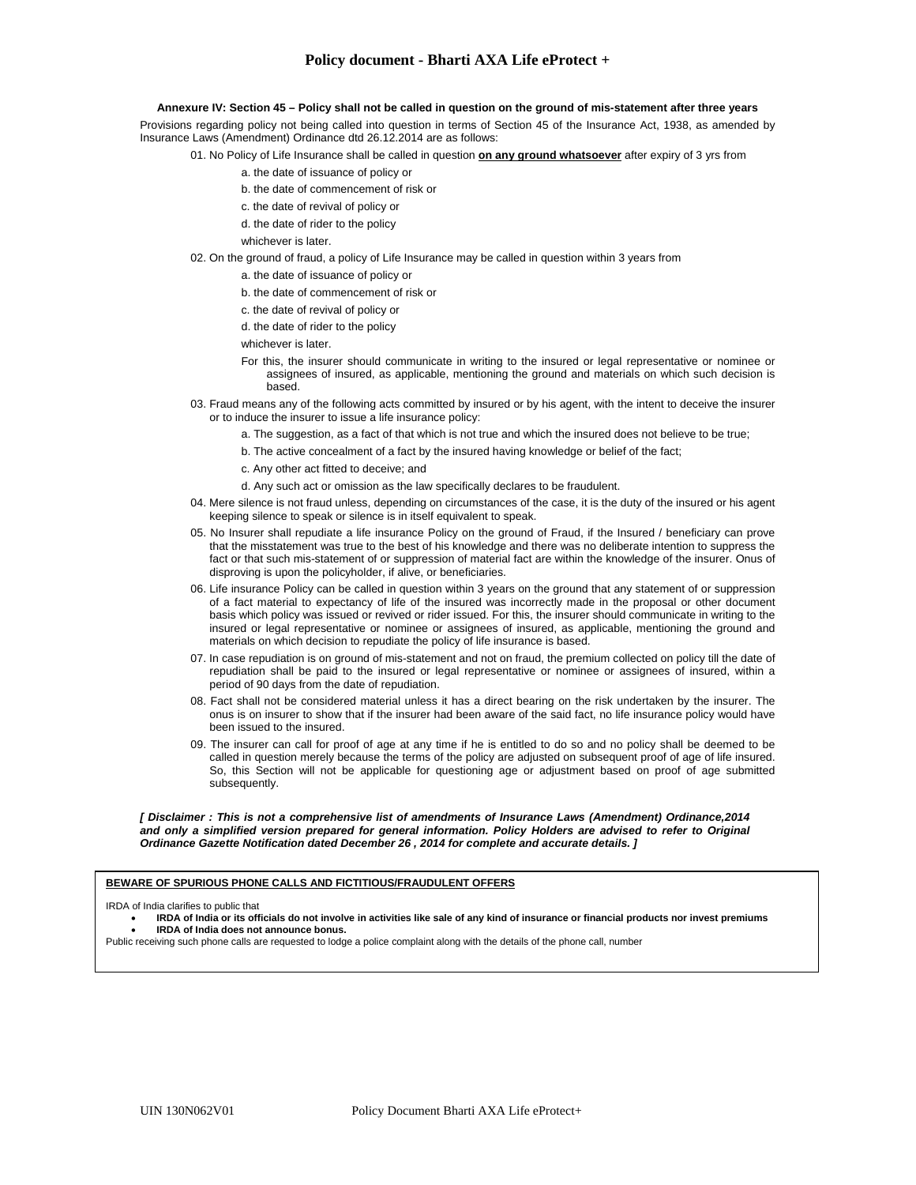**Annexure IV: Section 45 – Policy shall not be called in question on the ground of mis-statement after three years**

Provisions regarding policy not being called into question in terms of Section 45 of the Insurance Act, 1938, as amended by Insurance Laws (Amendment) Ordinance dtd 26.12.2014 are as follows:

01. No Policy of Life Insurance shall be called in question **on any ground whatsoever** after expiry of 3 yrs from
    - a. the date of issuance of policy or
    - b. the date of commencement of risk or
    - c. the date of revival of policy or
    - d. the date of rider to the policy

    whichever is later.

02. On the ground of fraud, a policy of Life Insurance may be called in question within 3 years from
    - a. the date of issuance of policy or
    - b. the date of commencement of risk or
    - c. the date of revival of policy or
    - d. the date of rider to the policy

    whichever is later.

    For this, the insurer should communicate in writing to the insured or legal representative or nominee or assignees of insured, as applicable, mentioning the ground and materials on which such decision is based.

03. Fraud means any of the following acts committed by insured or by his agent, with the intent to deceive the insurer or to induce the insurer to issue a life insurance policy:
    - a. The suggestion, as a fact of that which is not true and which the insured does not believe to be true;
    - b. The active concealment of a fact by the insured having knowledge or belief of the fact;
    - c. Any other act fitted to deceive; and
    - d. Any such act or omission as the law specifically declares to be fraudulent.

04. Mere silence is not fraud unless, depending on circumstances of the case, it is the duty of the insured or his agent keeping silence to speak or silence is in itself equivalent to speak.

05. No Insurer shall repudiate a life insurance Policy on the ground of Fraud, if the Insured / beneficiary can prove that the misstatement was true to the best of his knowledge and there was no deliberate intention to suppress the fact or that such mis-statement of or suppression of material fact are within the knowledge of the insurer. Onus of disproving is upon the policyholder, if alive, or beneficiaries.

06. Life insurance Policy can be called in question within 3 years on the ground that any statement of or suppression of a fact material to expectancy of life of the insured was incorrectly made in the proposal or other document basis which policy was issued or revived or rider issued. For this, the insurer should communicate in writing to the insured or legal representative or nominee or assignees of insured, as applicable, mentioning the ground and materials on which decision to repudiate the policy of life insurance is based.

07. In case repudiation is on ground of mis-statement and not on fraud, the premium collected on policy till the date of repudiation shall be paid to the insured or legal representative or nominee or assignees of insured, within a period of 90 days from the date of repudiation.

08. Fact shall not be considered material unless it has a direct bearing on the risk undertaken by the insurer. The onus is on insurer to show that if the insurer had been aware of the said fact, no life insurance policy would have been issued to the insured.

09. The insurer can call for proof of age at any time if he is entitled to do so and no policy shall be deemed to be called in question merely because the terms of the policy are adjusted on subsequent proof of age of life insured. So, this Section will not be applicable for questioning age or adjustment based on proof of age submitted subsequently.

***[ Disclaimer : This is not a comprehensive list of amendments of Insurance Laws (Amendment) Ordinance,2014 and only a simplified version prepared for general information. Policy Holders are advised to refer to Original Ordinance Gazette Notification dated December 26 , 2014 for complete and accurate details. ]***

**BEWARE OF SPURIOUS PHONE CALLS AND FICTITIOUS/FRAUDULENT OFFERS**

IRDA of India clarifies to public that

- **IRDA of India or its officials do not involve in activities like sale of any kind of insurance or financial products nor invest premiums**
- **IRDA of India does not announce bonus.**

Public receiving such phone calls are requested to lodge a police complaint along with the details of the phone call, number